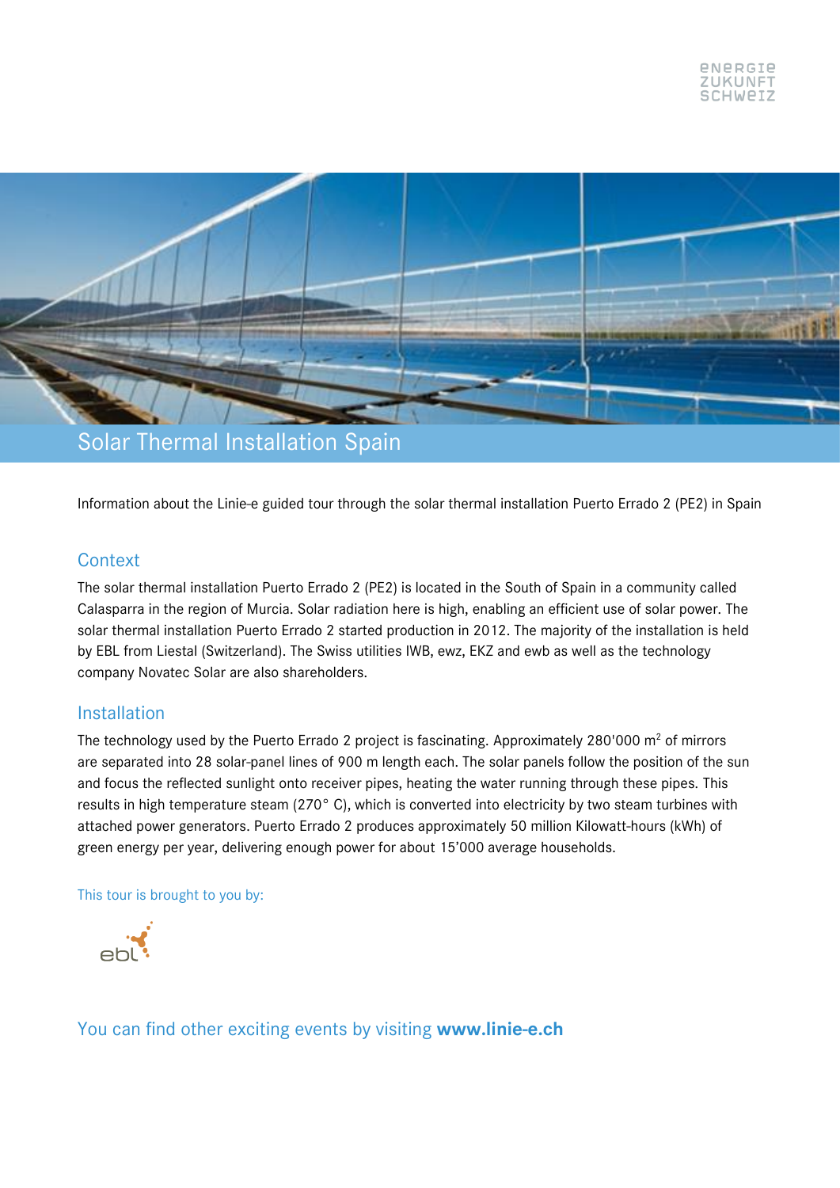ENERGIE ZUKUNFT SCHWEIZ

# Solar Thermal Installation Spain

Information about the Linie-e guided tour through the solar thermal installation Puerto Errado 2 (PE2) in Spain

## Context

The solar thermal installation Puerto Errado 2 (PE2) is located in the South of Spain in a community called Calasparra in the region of Murcia. Solar radiation here is high, enabling an efficient use of solar power. The solar thermal installation Puerto Errado 2 started production in 2012. The majority of the installation is held by EBL from Liestal (Switzerland). The Swiss utilities IWB, ewz, EKZ and ewb as well as the technology company Novatec Solar are also shareholders.

## Installation

The technology used by the Puerto Errado 2 project is fascinating. Approximately 280'000 m$^2$ of mirrors are separated into 28 solar-panel lines of 900 m length each. The solar panels follow the position of the sun and focus the reflected sunlight onto receiver pipes, heating the water running through these pipes. This results in high temperature steam (270° C), which is converted into electricity by two steam turbines with attached power generators. Puerto Errado 2 produces approximately 50 million Kilowatt-hours (kWh) of green energy per year, delivering enough power for about 15'000 average households.

This tour is brought to you by:

ebl

You can find other exciting events by visiting **www.linie-e.ch**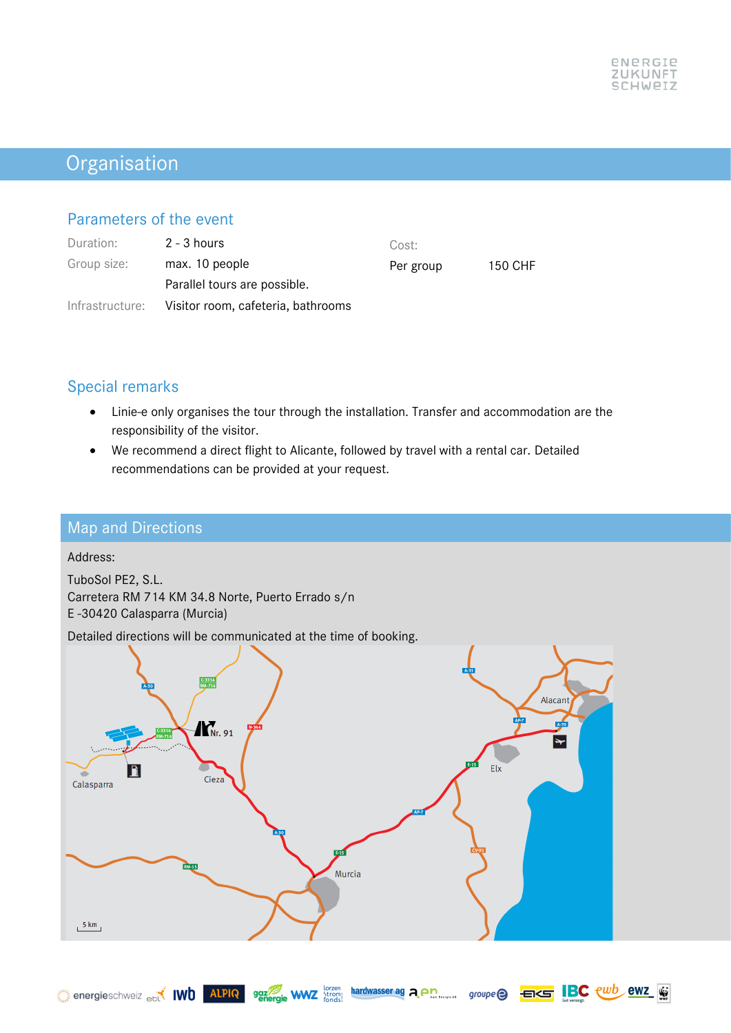## Organisation

### Parameters of the event

| | | | |
|---|---|---|---|
| Duration: | 2 - 3 hours | Cost: | |
| Group size: | max. 10 people | Per group | 150 CHF |
| | Parallel tours are possible. | | |
| Infrastructure: | Visitor room, cafeteria, bathrooms | | |

### Special remarks

- Linie-e only organises the tour through the installation. Transfer and accommodation are the responsibility of the visitor.
- We recommend a direct flight to Alicante, followed by travel with a rental car. Detailed recommendations can be provided at your request.

## Map and Directions

Address:

TuboSol PE2, S.L.
Carretera RM 714 KM 34.8 Norte, Puerto Errado s/n
E -30420 Calasparra (Murcia)

Detailed directions will be communicated at the time of booking.

A-30
C-3314 RM-714
Nr. 91
N-344
A-31
Alacant
AP-7
A-70
E-15
Elx
Calasparra
Cieza
AP-7
A-30
E-15
CV-91
RM-15
Murcia
5 km